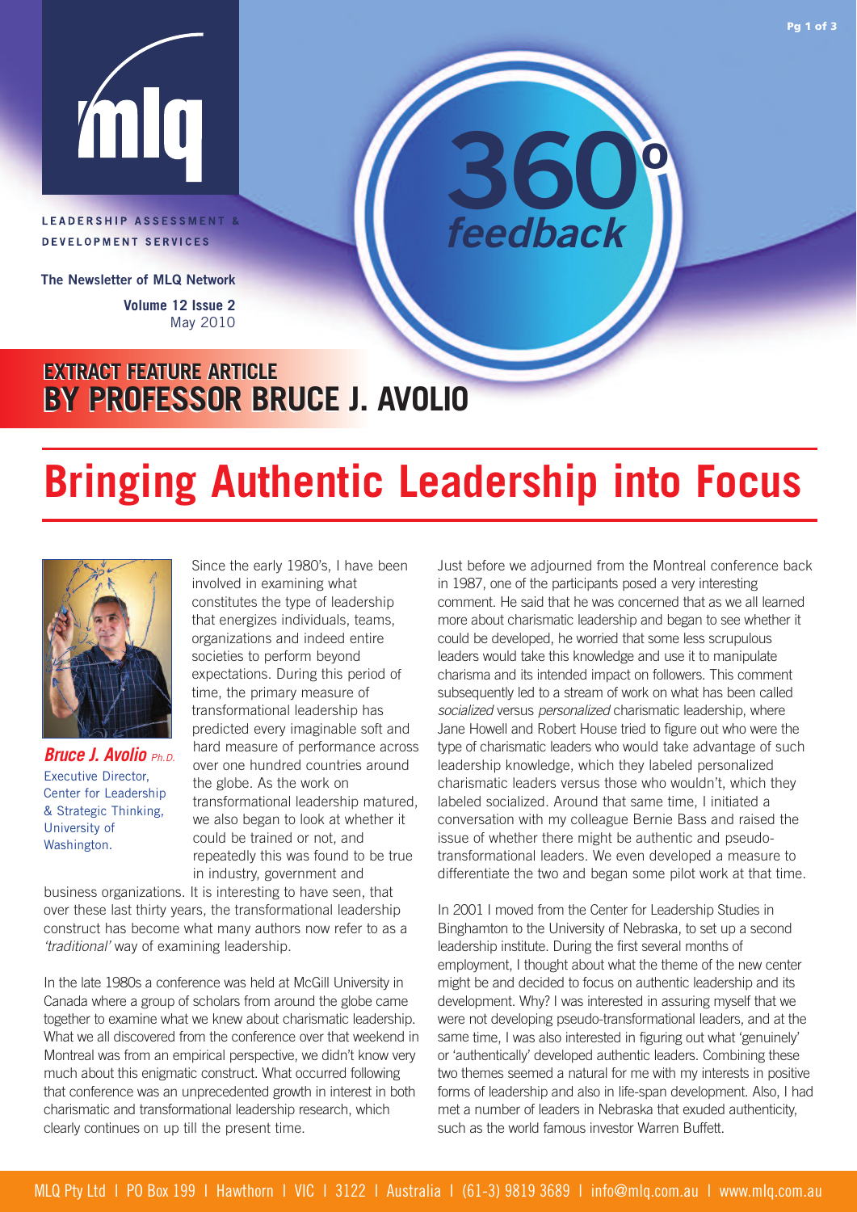**LEADERSHIP ASSESSMENT & DEVELOPMENT SERVICES**

**The Newsletter of MLQ Network**

**Volume 12 Issue 2**
May 2010

**360° feedback**

## EXTRACT FEATURE ARTICLE BY PROFESSOR BRUCE J. AVOLIO

# Bringing Authentic Leadership into Focus

***Bruce J. Avolio*** *Ph.D.*
Executive Director, Center for Leadership & Strategic Thinking, University of Washington.

Since the early 1980's, I have been involved in examining what constitutes the type of leadership that energizes individuals, teams, organizations and indeed entire societies to perform beyond expectations. During this period of time, the primary measure of transformational leadership has predicted every imaginable soft and hard measure of performance across over one hundred countries around the globe. As the work on transformational leadership matured, we also began to look at whether it could be trained or not, and repeatedly this was found to be true in industry, government and business organizations. It is interesting to have seen, that over these last thirty years, the transformational leadership construct has become what many authors now refer to as a *'traditional'* way of examining leadership.

In the late 1980s a conference was held at McGill University in Canada where a group of scholars from around the globe came together to examine what we knew about charismatic leadership. What we all discovered from the conference over that weekend in Montreal was from an empirical perspective, we didn't know very much about this enigmatic construct. What occurred following that conference was an unprecedented growth in interest in both charismatic and transformational leadership research, which clearly continues on up till the present time.

Just before we adjourned from the Montreal conference back in 1987, one of the participants posed a very interesting comment. He said that he was concerned that as we all learned more about charismatic leadership and began to see whether it could be developed, he worried that some less scrupulous leaders would take this knowledge and use it to manipulate charisma and its intended impact on followers. This comment subsequently led to a stream of work on what has been called *socialized* versus *personalized* charismatic leadership, where Jane Howell and Robert House tried to figure out who were the type of charismatic leaders who would take advantage of such leadership knowledge, which they labeled personalized charismatic leaders versus those who wouldn't, which they labeled socialized. Around that same time, I initiated a conversation with my colleague Bernie Bass and raised the issue of whether there might be authentic and pseudo-transformational leaders. We even developed a measure to differentiate the two and began some pilot work at that time.

In 2001 I moved from the Center for Leadership Studies in Binghamton to the University of Nebraska, to set up a second leadership institute. During the first several months of employment, I thought about what the theme of the new center might be and decided to focus on authentic leadership and its development. Why? I was interested in assuring myself that we were not developing pseudo-transformational leaders, and at the same time, I was also interested in figuring out what 'genuinely' or 'authentically' developed authentic leaders. Combining these two themes seemed a natural for me with my interests in positive forms of leadership and also in life-span development. Also, I had met a number of leaders in Nebraska that exuded authenticity, such as the world famous investor Warren Buffett.

MLQ Pty Ltd | PO Box 199 | Hawthorn | VIC | 3122 | Australia | (61-3) 9819 3689 | info@mlq.com.au | www.mlq.com.au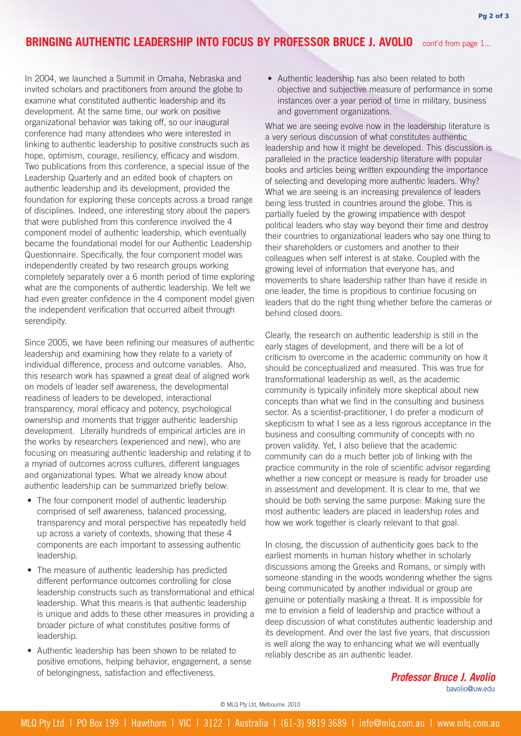## BRINGING AUTHENTIC LEADERSHIP INTO FOCUS BY PROFESSOR BRUCE J. AVOLIO cont'd from page 1...

In 2004, we launched a Summit in Omaha, Nebraska and invited scholars and practitioners from around the globe to examine what constituted authentic leadership and its development. At the same time, our work on positive organizational behavior was taking off, so our inaugural conference had many attendees who were interested in linking to authentic leadership to positive constructs such as hope, optimism, courage, resiliency, efficacy and wisdom. Two publications from this conference, a special issue of the Leadership Quarterly and an edited book of chapters on authentic leadership and its development, provided the foundation for exploring these concepts across a broad range of disciplines. Indeed, one interesting story about the papers that were published from this conference involved the 4 component model of authentic leadership, which eventually became the foundational model for our Authentic Leadership Questionnaire. Specifically, the four component model was independently created by two research groups working completely separately over a 6 month period of time exploring what are the components of authentic leadership. We felt we had even greater confidence in the 4 component model given the independent verification that occurred albeit through serendipity.

Since 2005, we have been refining our measures of authentic leadership and examining how they relate to a variety of individual difference, process and outcome variables. Also, this research work has spawned a great deal of aligned work on models of leader self awareness, the developmental readiness of leaders to be developed, interactional transparency, moral efficacy and potency, psychological ownership and moments that trigger authentic leadership development. Literally hundreds of empirical articles are in the works by researchers (experienced and new), who are focusing on measuring authentic leadership and relating it to a myriad of outcomes across cultures, different languages and organizational types. What we already know about authentic leadership can be summarized briefly below:

- The four component model of authentic leadership comprised of self awareness, balanced processing, transparency and moral perspective has repeatedly held up across a variety of contexts, showing that these 4 components are each important to assessing authentic leadership.
- The measure of authentic leadership has predicted different performance outcomes controlling for close leadership constructs such as transformational and ethical leadership. What this means is that authentic leadership is unique and adds to these other measures in providing a broader picture of what constitutes positive forms of leadership.
- Authentic leadership has been shown to be related to positive emotions, helping behavior, engagement, a sense of belongingness, satisfaction and effectiveness.
- Authentic leadership has also been related to both objective and subjective measure of performance in some instances over a year period of time in military, business and government organizations.

What we are seeing evolve now in the leadership literature is a very serious discussion of what constitutes authentic leadership and how it might be developed. This discussion is paralleled in the practice leadership literature with popular books and articles being written expounding the importance of selecting and developing more authentic leaders. Why? What we are seeing is an increasing prevalence of leaders being less trusted in countries around the globe. This is partially fueled by the growing impatience with despot political leaders who stay way beyond their time and destroy their countries to organizational leaders who say one thing to their shareholders or customers and another to their colleagues when self interest is at stake. Coupled with the growing level of information that everyone has, and movements to share leadership rather than have it reside in one leader, the time is propitious to continue focusing on leaders that do the right thing whether before the cameras or behind closed doors.

Clearly, the research on authentic leadership is still in the early stages of development, and there will be a lot of criticism to overcome in the academic community on how it should be conceptualized and measured. This was true for transformational leadership as well, as the academic community is typically infinitely more skeptical about new concepts than what we find in the consulting and business sector. As a scientist-practitioner, I do prefer a modicum of skepticism to what I see as a less rigorous acceptance in the business and consulting community of concepts with no proven validity. Yet, I also believe that the academic community can do a much better job of linking with the practice community in the role of scientific advisor regarding whether a new concept or measure is ready for broader use in assessment and development. It is clear to me, that we should be both serving the same purpose: Making sure the most authentic leaders are placed in leadership roles and how we work together is clearly relevant to that goal.

In closing, the discussion of authenticity goes back to the earliest moments in human history whether in scholarly discussions among the Greeks and Romans, or simply with someone standing in the woods wondering whether the signs being communicated by another individual or group are genuine or potentially masking a threat. It is impossible for me to envision a field of leadership and practice without a deep discussion of what constitutes authentic leadership and its development. And over the last five years, that discussion is well along the way to enhancing what we will eventually reliably describe as an authentic leader.

***Professor Bruce J. Avolio***
bavolio@uw.edu

© MLQ Pty Ltd, Melbourne. 2010

MLQ Pty Ltd | PO Box 199 | Hawthorn | VIC | 3122 | Australia | (61-3) 9819 3689 | info@mlq.com.au | www.mlq.com.au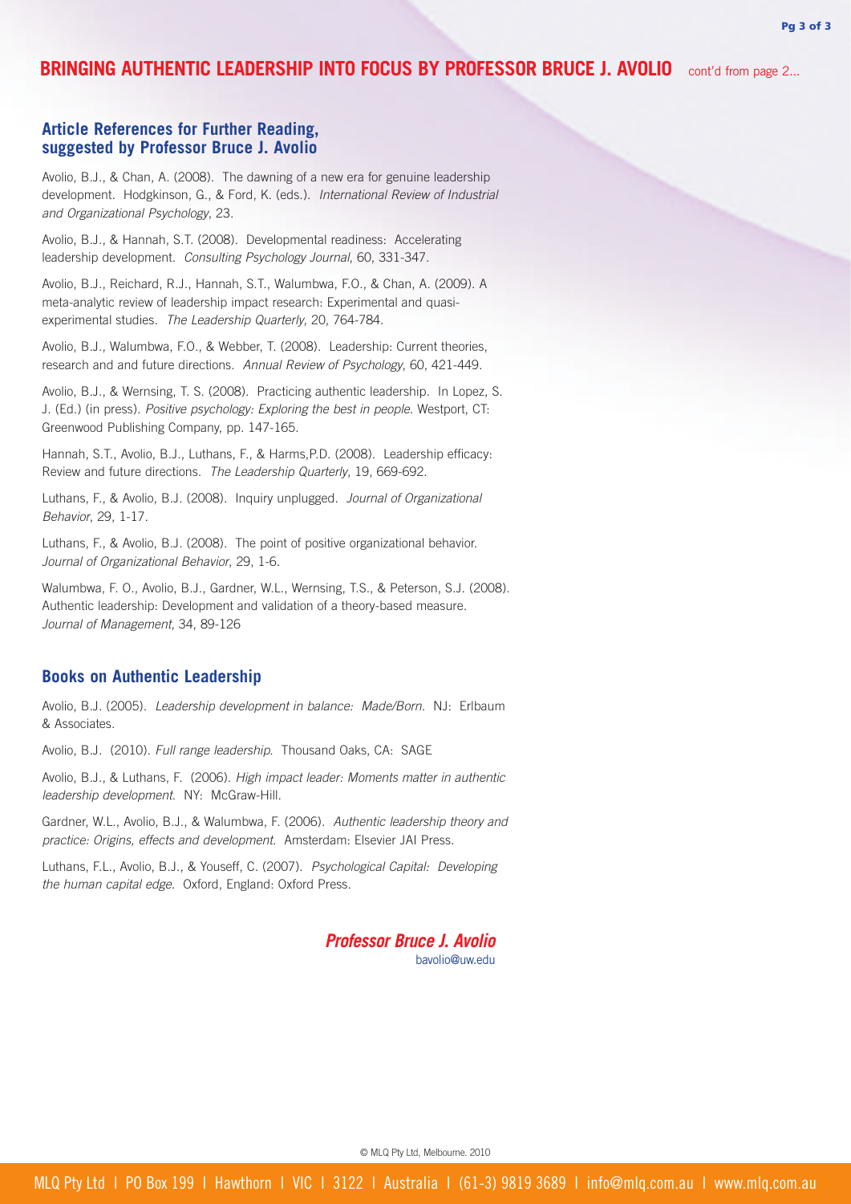## BRINGING AUTHENTIC LEADERSHIP INTO FOCUS BY PROFESSOR BRUCE J. AVOLIO cont'd from page 2...

### Article References for Further Reading, suggested by Professor Bruce J. Avolio

Avolio, B.J., & Chan, A. (2008). The dawning of a new era for genuine leadership development. Hodgkinson, G., & Ford, K. (eds.). *International Review of Industrial and Organizational Psychology*, 23.

Avolio, B.J., & Hannah, S.T. (2008). Developmental readiness: Accelerating leadership development. *Consulting Psychology Journal*, 60, 331-347.

Avolio, B.J., Reichard, R.J., Hannah, S.T., Walumbwa, F.O., & Chan, A. (2009). A meta-analytic review of leadership impact research: Experimental and quasi-experimental studies. *The Leadership Quarterly*, 20, 764-784.

Avolio, B.J., Walumbwa, F.O., & Webber, T. (2008). Leadership: Current theories, research and and future directions. *Annual Review of Psychology*, 60, 421-449.

Avolio, B.J., & Wernsing, T. S. (2008). Practicing authentic leadership. In Lopez, S. J. (Ed.) (in press). *Positive psychology: Exploring the best in people.* Westport, CT: Greenwood Publishing Company, pp. 147-165.

Hannah, S.T., Avolio, B.J., Luthans, F., & Harms,P.D. (2008). Leadership efficacy: Review and future directions. *The Leadership Quarterly*, 19, 669-692.

Luthans, F., & Avolio, B.J. (2008). Inquiry unplugged. *Journal of Organizational Behavior*, 29, 1-17.

Luthans, F., & Avolio, B.J. (2008). The point of positive organizational behavior. *Journal of Organizational Behavior*, 29, 1-6.

Walumbwa, F. O., Avolio, B.J., Gardner, W.L., Wernsing, T.S., & Peterson, S.J. (2008). Authentic leadership: Development and validation of a theory-based measure. *Journal of Management*, 34, 89-126

### Books on Authentic Leadership

Avolio, B.J. (2005). *Leadership development in balance: Made/Born.* NJ: Erlbaum & Associates.

Avolio, B.J. (2010). *Full range leadership.* Thousand Oaks, CA: SAGE

Avolio, B.J., & Luthans, F. (2006). *High impact leader: Moments matter in authentic leadership development.* NY: McGraw-Hill.

Gardner, W.L., Avolio, B.J., & Walumbwa, F. (2006). *Authentic leadership theory and practice: Origins, effects and development.* Amsterdam: Elsevier JAI Press.

Luthans, F.L., Avolio, B.J., & Youseff, C. (2007). *Psychological Capital: Developing the human capital edge.* Oxford, England: Oxford Press.

***Professor Bruce J. Avolio***
bavolio@uw.edu

© MLQ Pty Ltd, Melbourne. 2010

MLQ Pty Ltd | PO Box 199 | Hawthorn | VIC | 3122 | Australia | (61-3) 9819 3689 | info@mlq.com.au | www.mlq.com.au